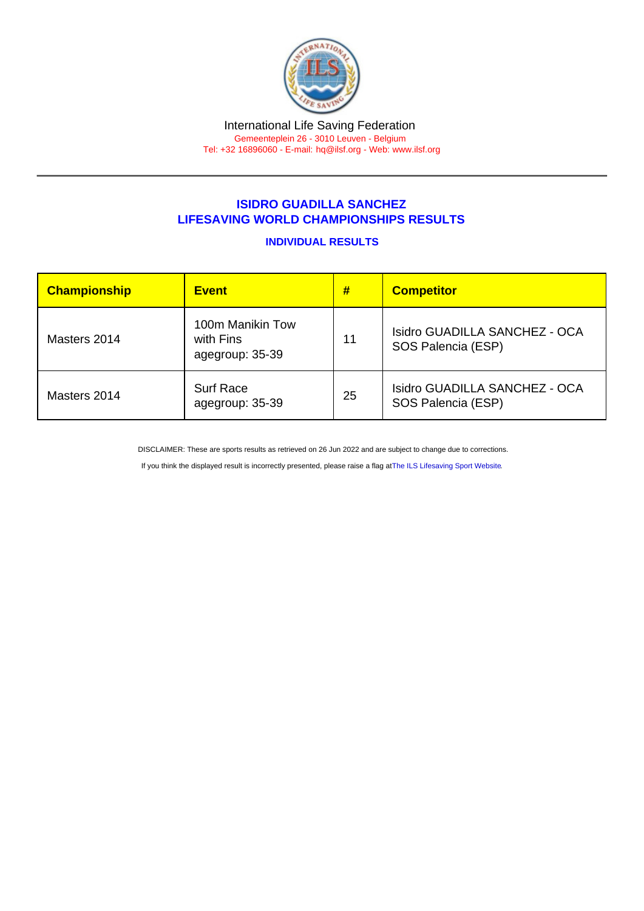International Life Saving Federation

Gemeenteplein 26 - 3010 Leuven - Belgium

Tel: +32 16896060 - E-mail: hq@ilsf.org - Web: www.ilsf.org

## ISIDRO GUADILLA SANCHEZ
## LIFESAVING WORLD CHAMPIONSHIPS RESULTS

### INDIVIDUAL RESULTS

| Championship | Event | # | Competitor |
|---|---|---|---|
| Masters 2014 | 100m Manikin Tow with Fins agegroup: 35-39 | 11 | Isidro GUADILLA SANCHEZ - OCA SOS Palencia (ESP) |
| Masters 2014 | Surf Race agegroup: 35-39 | 25 | Isidro GUADILLA SANCHEZ - OCA SOS Palencia (ESP) |

DISCLAIMER: These are sports results as retrieved on 26 Jun 2022 and are subject to change due to corrections.

If you think the displayed result is incorrectly presented, please raise a flag atThe ILS Lifesaving Sport Website.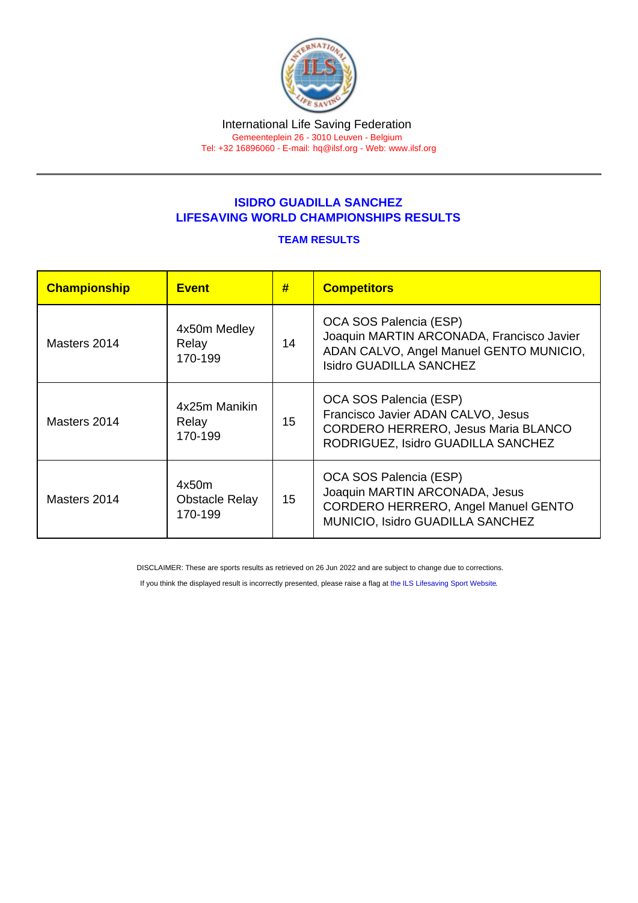International Life Saving Federation

Gemeenteplein 26 - 3010 Leuven - Belgium

Tel: +32 16896060 - E-mail: hq@ilsf.org - Web: www.ilsf.org

## ISIDRO GUADILLA SANCHEZ
## LIFESAVING WORLD CHAMPIONSHIPS RESULTS

### TEAM RESULTS

| Championship | Event | # | Competitors |
|---|---|---|---|
| Masters 2014 | 4x50m Medley Relay 170-199 | 14 | OCA SOS Palencia (ESP) Joaquin MARTIN ARCONADA, Francisco Javier ADAN CALVO, Angel Manuel GENTO MUNICIO, Isidro GUADILLA SANCHEZ |
| Masters 2014 | 4x25m Manikin Relay 170-199 | 15 | OCA SOS Palencia (ESP) Francisco Javier ADAN CALVO, Jesus CORDERO HERRERO, Jesus Maria BLANCO RODRIGUEZ, Isidro GUADILLA SANCHEZ |
| Masters 2014 | 4x50m Obstacle Relay 170-199 | 15 | OCA SOS Palencia (ESP) Joaquin MARTIN ARCONADA, Jesus CORDERO HERRERO, Angel Manuel GENTO MUNICIO, Isidro GUADILLA SANCHEZ |

DISCLAIMER: These are sports results as retrieved on 26 Jun 2022 and are subject to change due to corrections.

If you think the displayed result is incorrectly presented, please raise a flag at the ILS Lifesaving Sport Website.